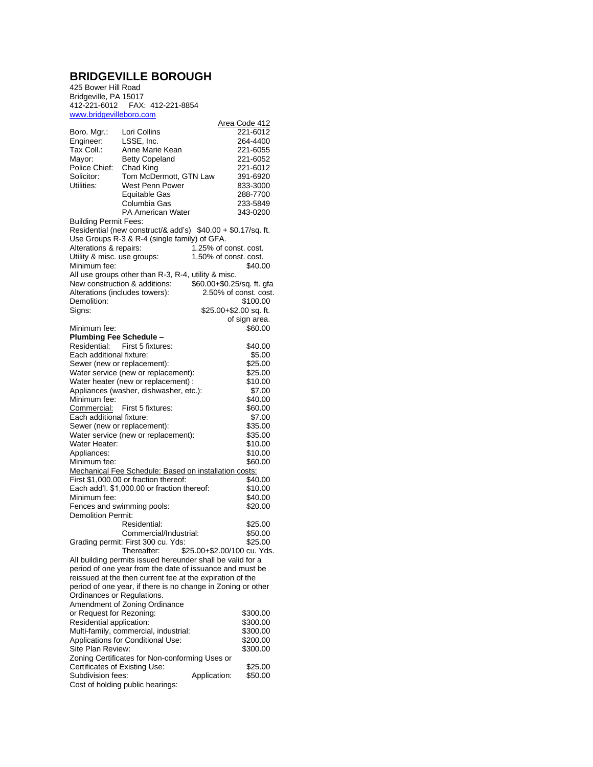# BRIDGEVILLE BOROUGH

425 Bower Hill Road
Bridgeville, PA 15017
412-221-6012 FAX: 412-221-8854
www.bridgevilleboro.com

| | | Area Code 412 |
|---|---|---|
| Boro. Mgr.: | Lori Collins | 221-6012 |
| Engineer: | LSSE, Inc. | 264-4400 |
| Tax Coll.: | Anne Marie Kean | 221-6055 |
| Mayor: | Betty Copeland | 221-6052 |
| Police Chief: | Chad King | 221-6012 |
| Solicitor: | Tom McDermott, GTN Law | 391-6920 |
| Utilities: | West Penn Power | 833-3000 |
| | Equitable Gas | 288-7700 |
| | Columbia Gas | 233-5849 |
| | PA American Water | 343-0200 |

Building Permit Fees:

Residential (new construct/& add's) $40.00 + $0.17/sq. ft.
Use Groups R-3 & R-4 (single family) of GFA.

| | |
|---|---|
| Alterations & repairs: | 1.25% of const. cost. |
| Utility & misc. use groups: | 1.50% of const. cost. |
| Minimum fee: | $40.00 |

All use groups other than R-3, R-4, utility & misc.

| | |
|---|---|
| New construction & additions: | $60.00+$0.25/sq. ft. gfa |
| Alterations (includes towers): | 2.50% of const. cost. |
| Demolition: | $100.00 |
| Signs: | $25.00+$2.00 sq. ft. of sign area. |
| Minimum fee: | $60.00 |

**Plumbing Fee Schedule –**

| | |
|---|---|
| Residential: First 5 fixtures: | $40.00 |
| Each additional fixture: | $5.00 |
| Sewer (new or replacement): | $25.00 |
| Water service (new or replacement): | $25.00 |
| Water heater (new or replacement) : | $10.00 |
| Appliances (washer, dishwasher, etc.): | $7.00 |
| Minimum fee: | $40.00 |
| Commercial: First 5 fixtures: | $60.00 |
| Each additional fixture: | $7.00 |
| Sewer (new or replacement): | $35.00 |
| Water service (new or replacement): | $35.00 |
| Water Heater: | $10.00 |
| Appliances: | $10.00 |
| Minimum fee: | $60.00 |

Mechanical Fee Schedule: Based on installation costs:

| | |
|---|---|
| First $1,000.00 or fraction thereof: | $40.00 |
| Each add'l. $1,000.00 or fraction thereof: | $10.00 |
| Minimum fee: | $40.00 |
| Fences and swimming pools: | $20.00 |
| Demolition Permit: | |
| Residential: | $25.00 |
| Commercial/Industrial: | $50.00 |
| Grading permit: First 300 cu. Yds: | $25.00 |
| Thereafter: | $25.00+$2.00/100 cu. Yds. |

All building permits issued hereunder shall be valid for a period of one year from the date of issuance and must be reissued at the then current fee at the expiration of the period of one year, if there is no change in Zoning or other Ordinances or Regulations.

| | |
|---|---|
| Amendment of Zoning Ordinance or Request for Rezoning: | $300.00 |
| Residential application: | $300.00 |
| Multi-family, commercial, industrial: | $300.00 |
| Applications for Conditional Use: | $200.00 |
| Site Plan Review: | $300.00 |
| Zoning Certificates for Non-conforming Uses or Certificates of Existing Use: | $25.00 |
| Subdivision fees: Application: | $50.00 |

Cost of holding public hearings: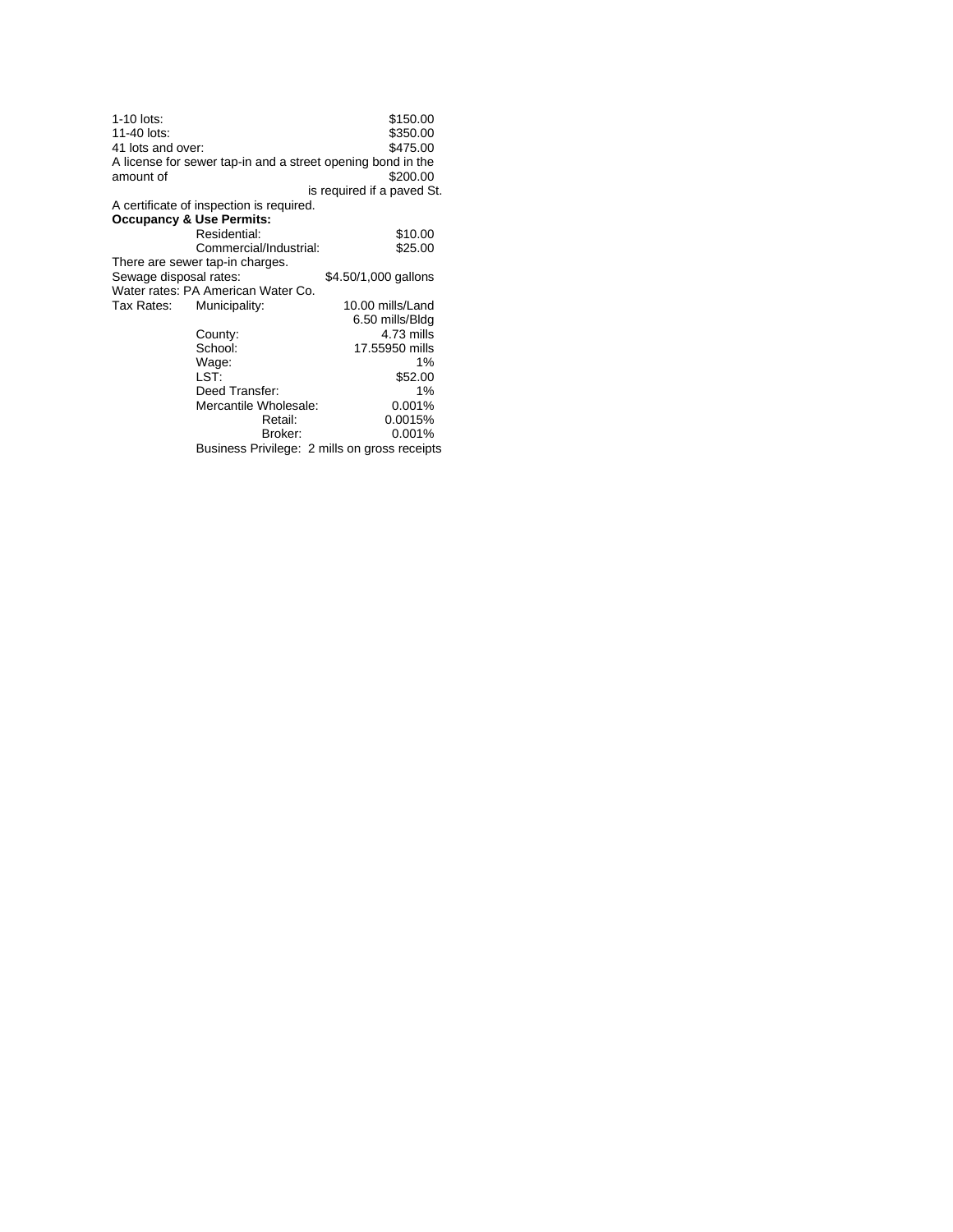| | | |
|---|---|---|
| 1-10 lots: | | $150.00 |
| 11-40 lots: | | $350.00 |
| 41 lots and over: | | $475.00 |

A license for sewer tap-in and a street opening bond in the amount of $200.00 is required if a paved St.

A certificate of inspection is required.

**Occupancy & Use Permits:**

| | | |
|---|---|---|
| | Residential: | $10.00 |
| | Commercial/Industrial: | $25.00 |

There are sewer tap-in charges.

Sewage disposal rates: $4.50/1,000 gallons

Water rates: PA American Water Co.

| | | |
|---|---|---|
| Tax Rates: | Municipality: | 10.00 mills/Land |
| | | 6.50 mills/Bldg |
| | County: | 4.73 mills |
| | School: | 17.55950 mills |
| | Wage: | 1% |
| | LST: | $52.00 |
| | Deed Transfer: | 1% |
| | Mercantile Wholesale: | 0.001% |
| | Retail: | 0.0015% |
| | Broker: | 0.001% |
| | Business Privilege: | 2 mills on gross receipts |